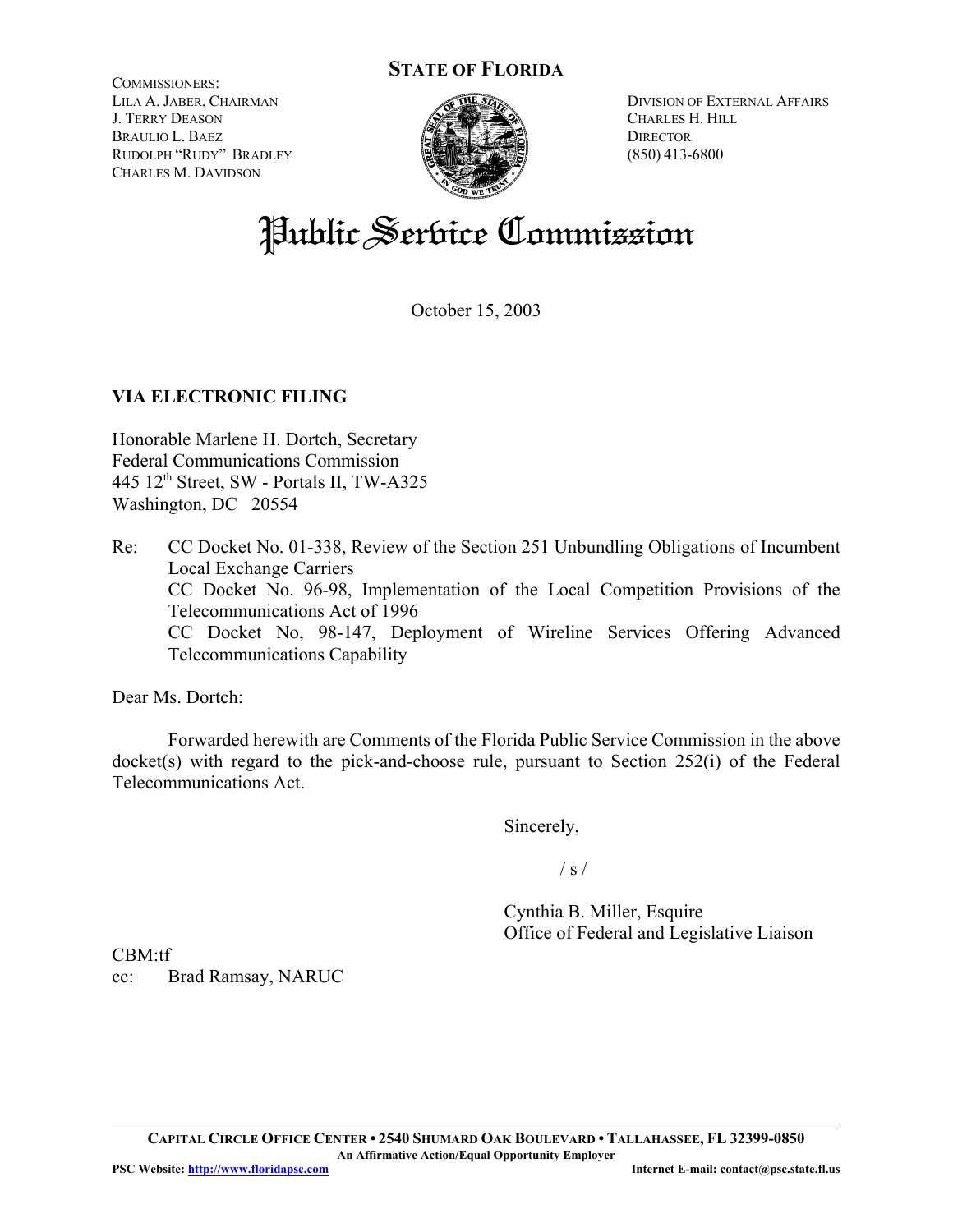**STATE OF FLORIDA**

COMMISSIONERS:
LILA A. JABER, CHAIRMAN
J. TERRY DEASON
BRAULIO L. BAEZ
RUDOLPH "RUDY" BRADLEY
CHARLES M. DAVIDSON

DIVISION OF EXTERNAL AFFAIRS
CHARLES H. HILL
DIRECTOR
(850) 413-6800

# Public Service Commission

October 15, 2003

**VIA ELECTRONIC FILING**

Honorable Marlene H. Dortch, Secretary
Federal Communications Commission
445 12th Street, SW - Portals II, TW-A325
Washington, DC 20554

Re: CC Docket No. 01-338, Review of the Section 251 Unbundling Obligations of Incumbent Local Exchange Carriers
CC Docket No. 96-98, Implementation of the Local Competition Provisions of the Telecommunications Act of 1996
CC Docket No, 98-147, Deployment of Wireline Services Offering Advanced Telecommunications Capability

Dear Ms. Dortch:

Forwarded herewith are Comments of the Florida Public Service Commission in the above docket(s) with regard to the pick-and-choose rule, pursuant to Section 252(i) of the Federal Telecommunications Act.

Sincerely,

/ s /

Cynthia B. Miller, Esquire
Office of Federal and Legislative Liaison

CBM:tf
cc: Brad Ramsay, NARUC

**CAPITAL CIRCLE OFFICE CENTER • 2540 SHUMARD OAK BOULEVARD • TALLAHASSEE, FL 32399-0850**
**An Affirmative Action/Equal Opportunity Employer**
**PSC Website: http://www.floridapsc.com** **Internet E-mail: contact@psc.state.fl.us**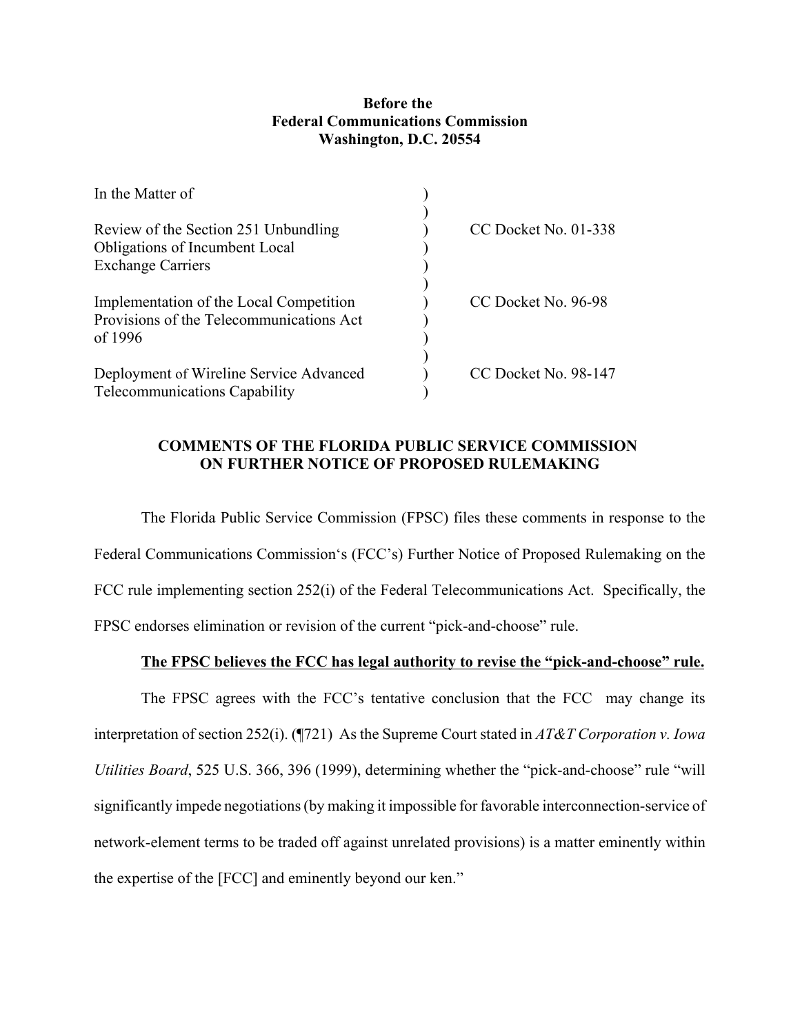**Before the**
**Federal Communications Commission**
**Washington, D.C. 20554**

| | | |
|---|---|---|
| In the Matter of | ) | |
| | ) | |
| Review of the Section 251 Unbundling Obligations of Incumbent Local Exchange Carriers | ) | CC Docket No. 01-338 |
| | ) | |
| Implementation of the Local Competition Provisions of the Telecommunications Act of 1996 | ) | CC Docket No. 96-98 |
| | ) | |
| Deployment of Wireline Service Advanced Telecommunications Capability | ) | CC Docket No. 98-147 |

**COMMENTS OF THE FLORIDA PUBLIC SERVICE COMMISSION ON FURTHER NOTICE OF PROPOSED RULEMAKING**

The Florida Public Service Commission (FPSC) files these comments in response to the Federal Communications Commission's (FCC's) Further Notice of Proposed Rulemaking on the FCC rule implementing section 252(i) of the Federal Telecommunications Act. Specifically, the FPSC endorses elimination or revision of the current "pick-and-choose" rule.

**The FPSC believes the FCC has legal authority to revise the "pick-and-choose" rule.**

The FPSC agrees with the FCC's tentative conclusion that the FCC may change its interpretation of section 252(i). (¶721) As the Supreme Court stated in *AT&T Corporation v. Iowa Utilities Board*, 525 U.S. 366, 396 (1999), determining whether the "pick-and-choose" rule "will significantly impede negotiations (by making it impossible for favorable interconnection-service of network-element terms to be traded off against unrelated provisions) is a matter eminently within the expertise of the [FCC] and eminently beyond our ken."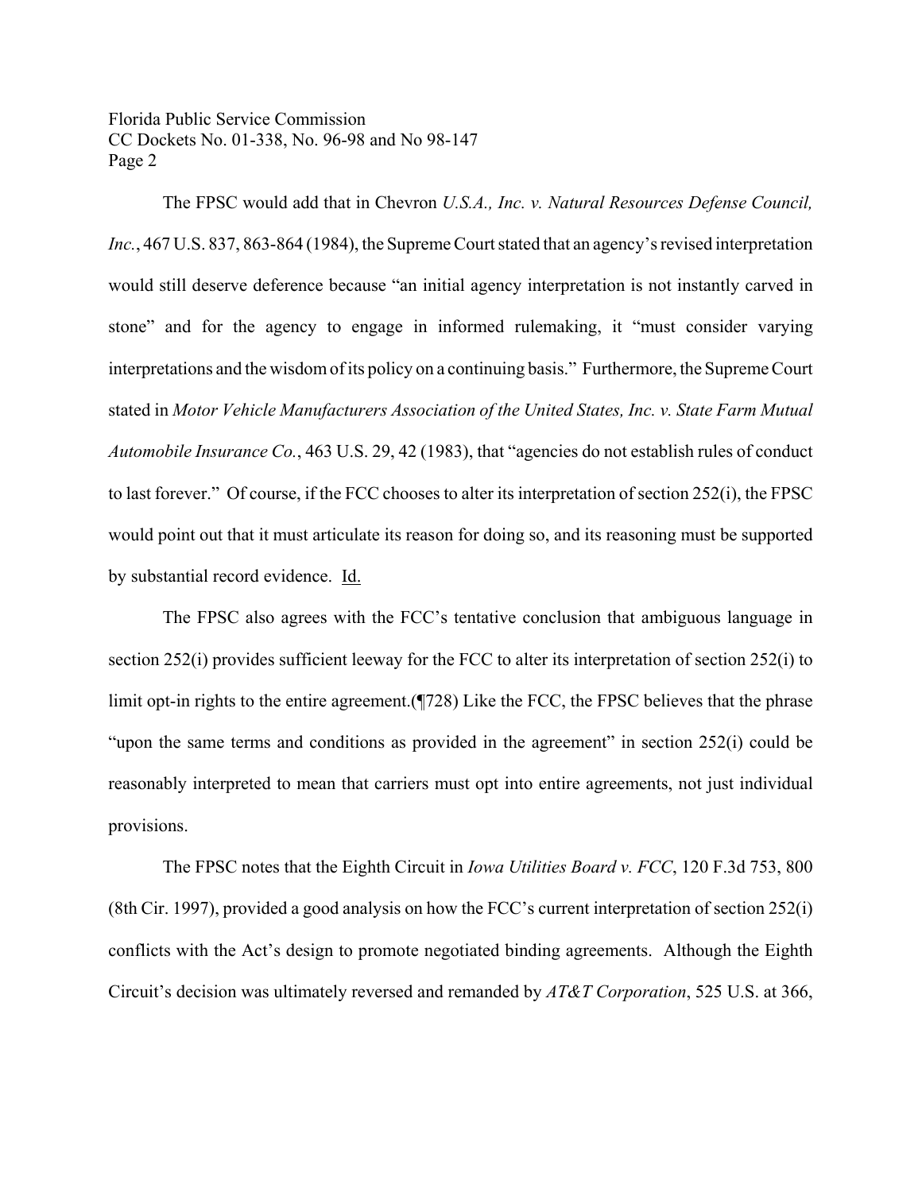The FPSC would add that in Chevron *U.S.A., Inc. v. Natural Resources Defense Council, Inc.*, 467 U.S. 837, 863-864 (1984), the Supreme Court stated that an agency's revised interpretation would still deserve deference because "an initial agency interpretation is not instantly carved in stone" and for the agency to engage in informed rulemaking, it "must consider varying interpretations and the wisdom of its policy on a continuing basis." Furthermore, the Supreme Court stated in *Motor Vehicle Manufacturers Association of the United States, Inc. v. State Farm Mutual Automobile Insurance Co.*, 463 U.S. 29, 42 (1983), that "agencies do not establish rules of conduct to last forever." Of course, if the FCC chooses to alter its interpretation of section 252(i), the FPSC would point out that it must articulate its reason for doing so, and its reasoning must be supported by substantial record evidence. Id.

The FPSC also agrees with the FCC's tentative conclusion that ambiguous language in section 252(i) provides sufficient leeway for the FCC to alter its interpretation of section 252(i) to limit opt-in rights to the entire agreement.(¶728) Like the FCC, the FPSC believes that the phrase "upon the same terms and conditions as provided in the agreement" in section 252(i) could be reasonably interpreted to mean that carriers must opt into entire agreements, not just individual provisions.

The FPSC notes that the Eighth Circuit in *Iowa Utilities Board v. FCC*, 120 F.3d 753, 800 (8th Cir. 1997), provided a good analysis on how the FCC's current interpretation of section 252(i) conflicts with the Act's design to promote negotiated binding agreements. Although the Eighth Circuit's decision was ultimately reversed and remanded by *AT&T Corporation*, 525 U.S. at 366,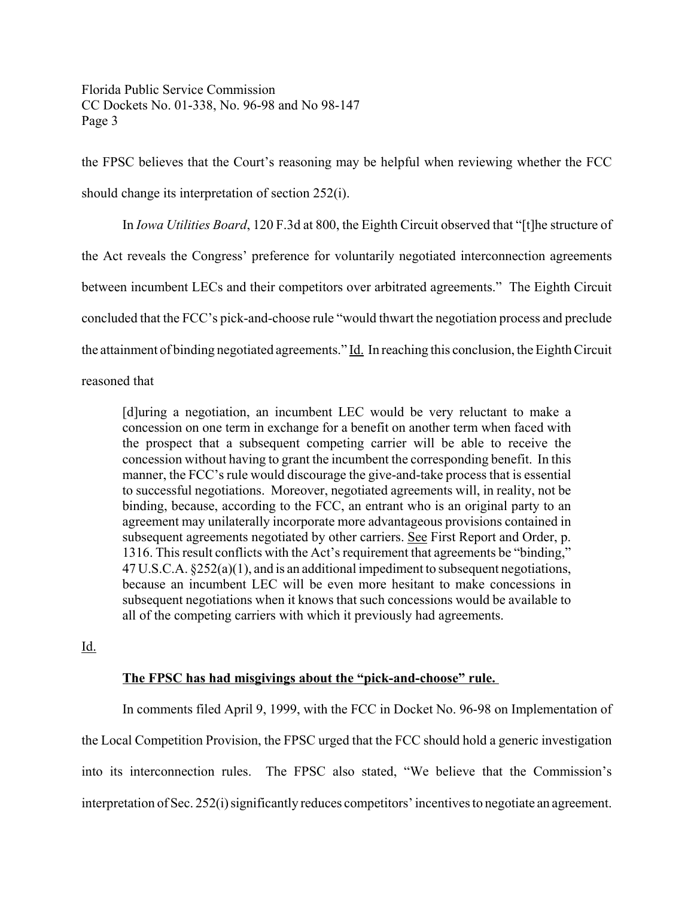the FPSC believes that the Court's reasoning may be helpful when reviewing whether the FCC should change its interpretation of section 252(i).

In *Iowa Utilities Board*, 120 F.3d at 800, the Eighth Circuit observed that "[t]he structure of the Act reveals the Congress' preference for voluntarily negotiated interconnection agreements between incumbent LECs and their competitors over arbitrated agreements." The Eighth Circuit concluded that the FCC's pick-and-choose rule "would thwart the negotiation process and preclude the attainment of binding negotiated agreements." Id. In reaching this conclusion, the Eighth Circuit reasoned that

> [d]uring a negotiation, an incumbent LEC would be very reluctant to make a concession on one term in exchange for a benefit on another term when faced with the prospect that a subsequent competing carrier will be able to receive the concession without having to grant the incumbent the corresponding benefit. In this manner, the FCC's rule would discourage the give-and-take process that is essential to successful negotiations. Moreover, negotiated agreements will, in reality, not be binding, because, according to the FCC, an entrant who is an original party to an agreement may unilaterally incorporate more advantageous provisions contained in subsequent agreements negotiated by other carriers. See First Report and Order, p. 1316. This result conflicts with the Act's requirement that agreements be "binding," 47 U.S.C.A. §252(a)(1), and is an additional impediment to subsequent negotiations, because an incumbent LEC will be even more hesitant to make concessions in subsequent negotiations when it knows that such concessions would be available to all of the competing carriers with which it previously had agreements.

Id.

**The FPSC has had misgivings about the "pick-and-choose" rule.**

In comments filed April 9, 1999, with the FCC in Docket No. 96-98 on Implementation of the Local Competition Provision, the FPSC urged that the FCC should hold a generic investigation into its interconnection rules. The FPSC also stated, "We believe that the Commission's interpretation of Sec. 252(i) significantly reduces competitors' incentives to negotiate an agreement.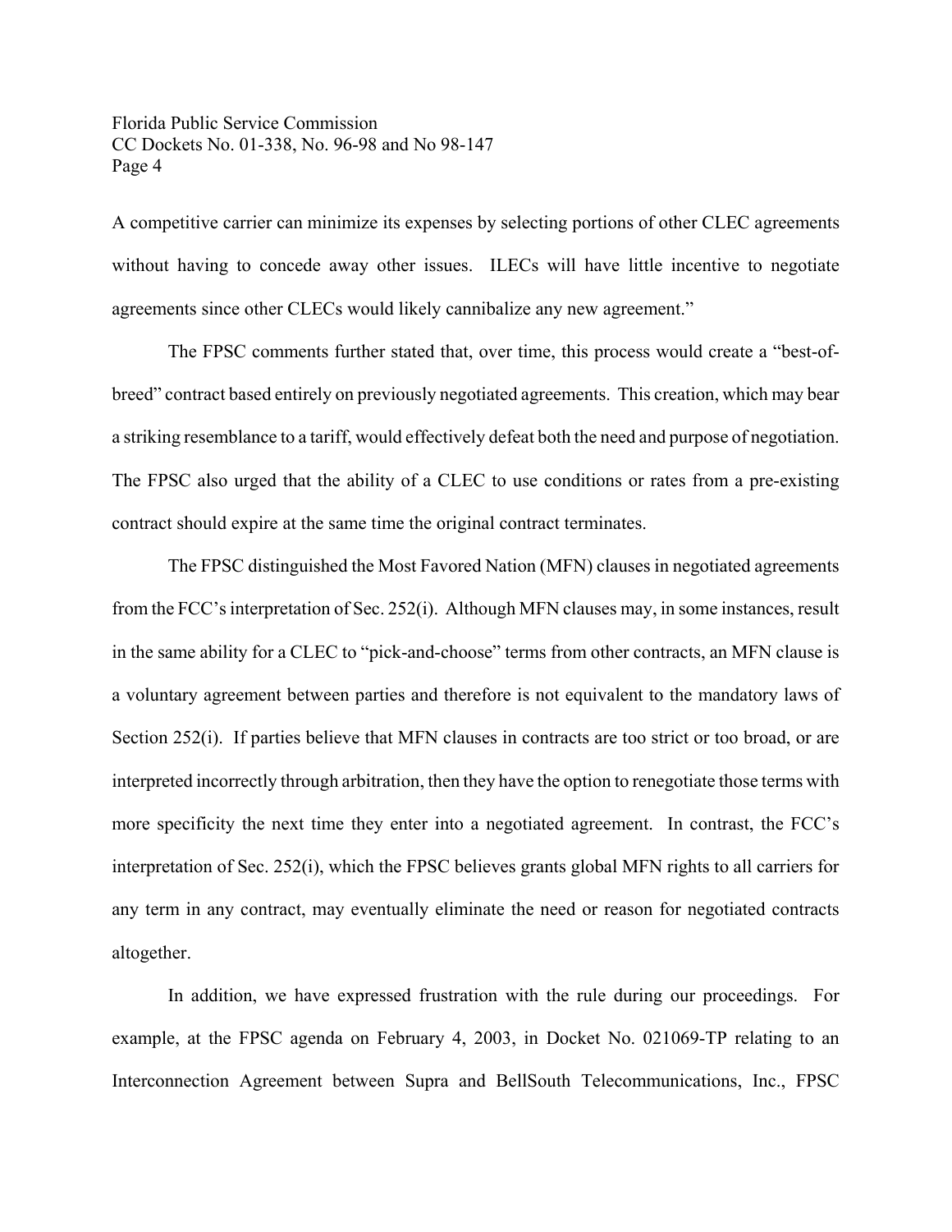A competitive carrier can minimize its expenses by selecting portions of other CLEC agreements without having to concede away other issues. ILECs will have little incentive to negotiate agreements since other CLECs would likely cannibalize any new agreement."

The FPSC comments further stated that, over time, this process would create a "best-of-breed" contract based entirely on previously negotiated agreements. This creation, which may bear a striking resemblance to a tariff, would effectively defeat both the need and purpose of negotiation. The FPSC also urged that the ability of a CLEC to use conditions or rates from a pre-existing contract should expire at the same time the original contract terminates.

The FPSC distinguished the Most Favored Nation (MFN) clauses in negotiated agreements from the FCC's interpretation of Sec. 252(i). Although MFN clauses may, in some instances, result in the same ability for a CLEC to "pick-and-choose" terms from other contracts, an MFN clause is a voluntary agreement between parties and therefore is not equivalent to the mandatory laws of Section 252(i). If parties believe that MFN clauses in contracts are too strict or too broad, or are interpreted incorrectly through arbitration, then they have the option to renegotiate those terms with more specificity the next time they enter into a negotiated agreement. In contrast, the FCC's interpretation of Sec. 252(i), which the FPSC believes grants global MFN rights to all carriers for any term in any contract, may eventually eliminate the need or reason for negotiated contracts altogether.

In addition, we have expressed frustration with the rule during our proceedings. For example, at the FPSC agenda on February 4, 2003, in Docket No. 021069-TP relating to an Interconnection Agreement between Supra and BellSouth Telecommunications, Inc., FPSC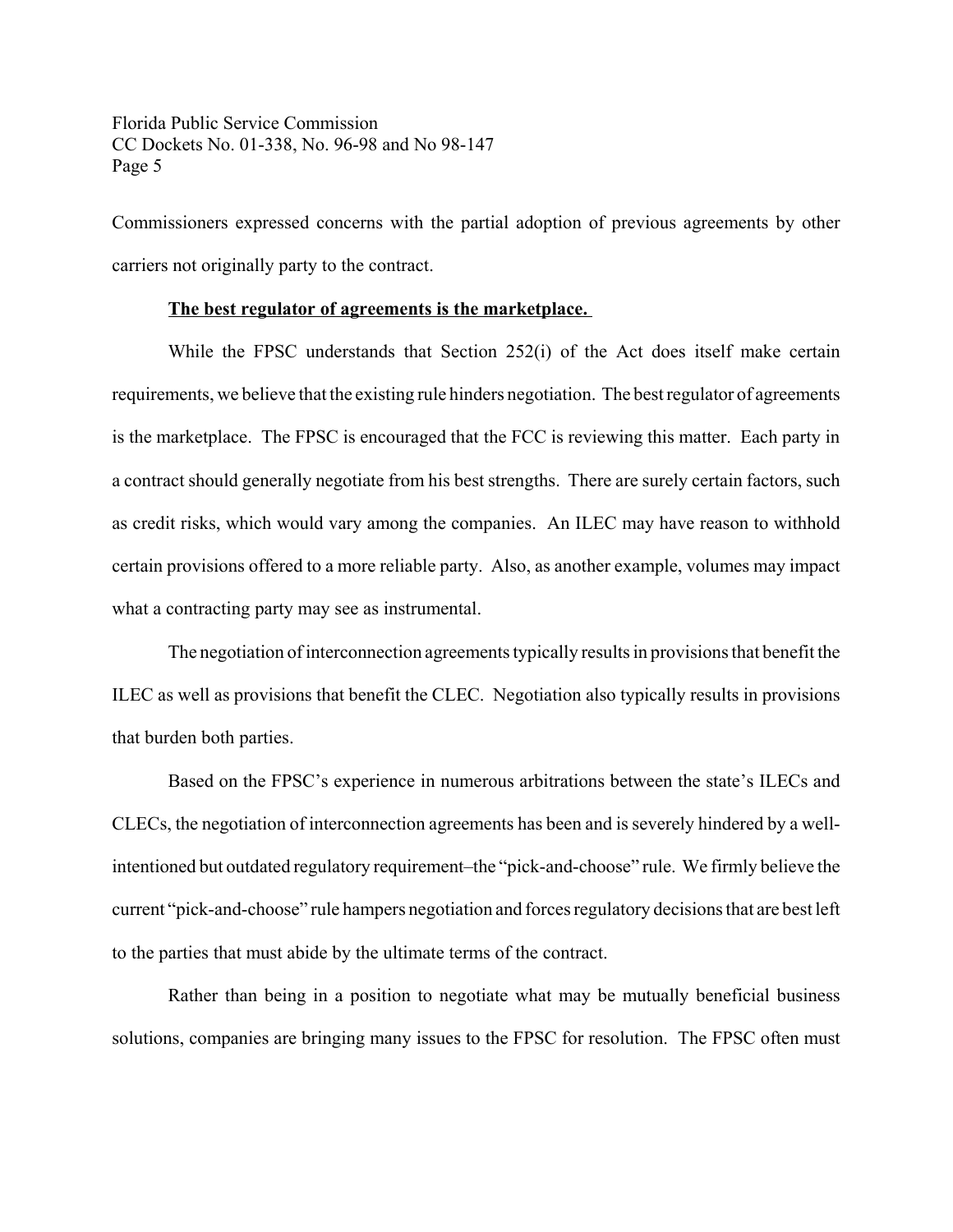Commissioners expressed concerns with the partial adoption of previous agreements by other carriers not originally party to the contract.

**The best regulator of agreements is the marketplace.**

While the FPSC understands that Section 252(i) of the Act does itself make certain requirements, we believe that the existing rule hinders negotiation. The best regulator of agreements is the marketplace. The FPSC is encouraged that the FCC is reviewing this matter. Each party in a contract should generally negotiate from his best strengths. There are surely certain factors, such as credit risks, which would vary among the companies. An ILEC may have reason to withhold certain provisions offered to a more reliable party. Also, as another example, volumes may impact what a contracting party may see as instrumental.

The negotiation of interconnection agreements typically results in provisions that benefit the ILEC as well as provisions that benefit the CLEC. Negotiation also typically results in provisions that burden both parties.

Based on the FPSC's experience in numerous arbitrations between the state's ILECs and CLECs, the negotiation of interconnection agreements has been and is severely hindered by a well-intentioned but outdated regulatory requirement–the "pick-and-choose" rule. We firmly believe the current "pick-and-choose" rule hampers negotiation and forces regulatory decisions that are best left to the parties that must abide by the ultimate terms of the contract.

Rather than being in a position to negotiate what may be mutually beneficial business solutions, companies are bringing many issues to the FPSC for resolution. The FPSC often must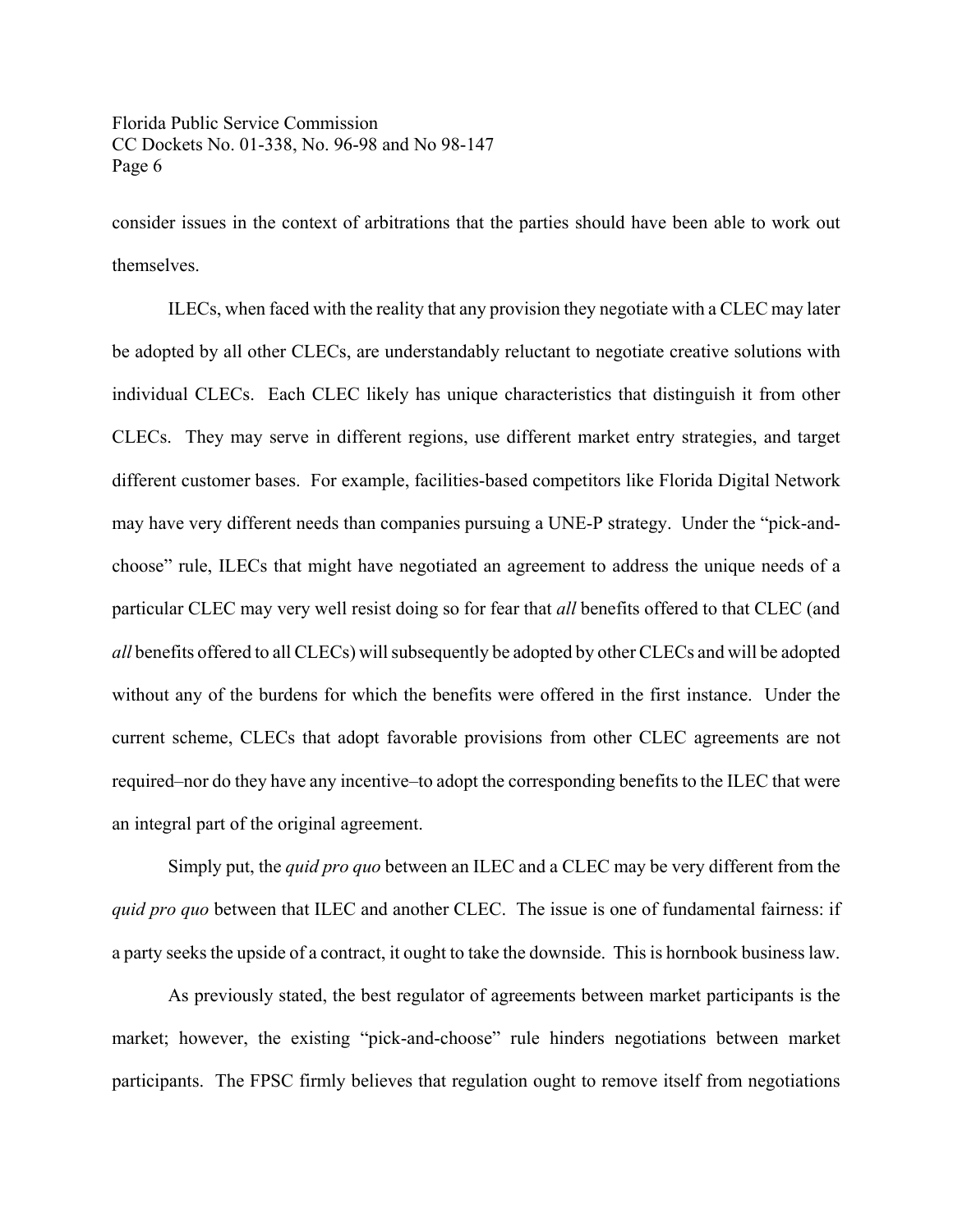consider issues in the context of arbitrations that the parties should have been able to work out themselves.

ILECs, when faced with the reality that any provision they negotiate with a CLEC may later be adopted by all other CLECs, are understandably reluctant to negotiate creative solutions with individual CLECs. Each CLEC likely has unique characteristics that distinguish it from other CLECs. They may serve in different regions, use different market entry strategies, and target different customer bases. For example, facilities-based competitors like Florida Digital Network may have very different needs than companies pursuing a UNE-P strategy. Under the "pick-and-choose" rule, ILECs that might have negotiated an agreement to address the unique needs of a particular CLEC may very well resist doing so for fear that *all* benefits offered to that CLEC (and *all* benefits offered to all CLECs) will subsequently be adopted by other CLECs and will be adopted without any of the burdens for which the benefits were offered in the first instance. Under the current scheme, CLECs that adopt favorable provisions from other CLEC agreements are not required–nor do they have any incentive–to adopt the corresponding benefits to the ILEC that were an integral part of the original agreement.

Simply put, the *quid pro quo* between an ILEC and a CLEC may be very different from the *quid pro quo* between that ILEC and another CLEC. The issue is one of fundamental fairness: if a party seeks the upside of a contract, it ought to take the downside. This is hornbook business law.

As previously stated, the best regulator of agreements between market participants is the market; however, the existing "pick-and-choose" rule hinders negotiations between market participants. The FPSC firmly believes that regulation ought to remove itself from negotiations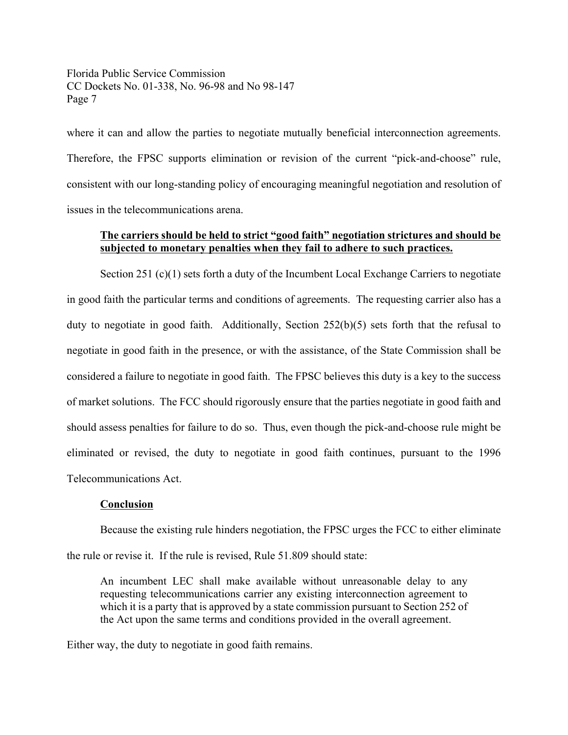where it can and allow the parties to negotiate mutually beneficial interconnection agreements. Therefore, the FPSC supports elimination or revision of the current "pick-and-choose" rule, consistent with our long-standing policy of encouraging meaningful negotiation and resolution of issues in the telecommunications arena.

**The carriers should be held to strict "good faith" negotiation strictures and should be subjected to monetary penalties when they fail to adhere to such practices.**

Section 251 (c)(1) sets forth a duty of the Incumbent Local Exchange Carriers to negotiate in good faith the particular terms and conditions of agreements. The requesting carrier also has a duty to negotiate in good faith. Additionally, Section 252(b)(5) sets forth that the refusal to negotiate in good faith in the presence, or with the assistance, of the State Commission shall be considered a failure to negotiate in good faith. The FPSC believes this duty is a key to the success of market solutions. The FCC should rigorously ensure that the parties negotiate in good faith and should assess penalties for failure to do so. Thus, even though the pick-and-choose rule might be eliminated or revised, the duty to negotiate in good faith continues, pursuant to the 1996 Telecommunications Act.

**Conclusion**

Because the existing rule hinders negotiation, the FPSC urges the FCC to either eliminate the rule or revise it. If the rule is revised, Rule 51.809 should state:

> An incumbent LEC shall make available without unreasonable delay to any requesting telecommunications carrier any existing interconnection agreement to which it is a party that is approved by a state commission pursuant to Section 252 of the Act upon the same terms and conditions provided in the overall agreement.

Either way, the duty to negotiate in good faith remains.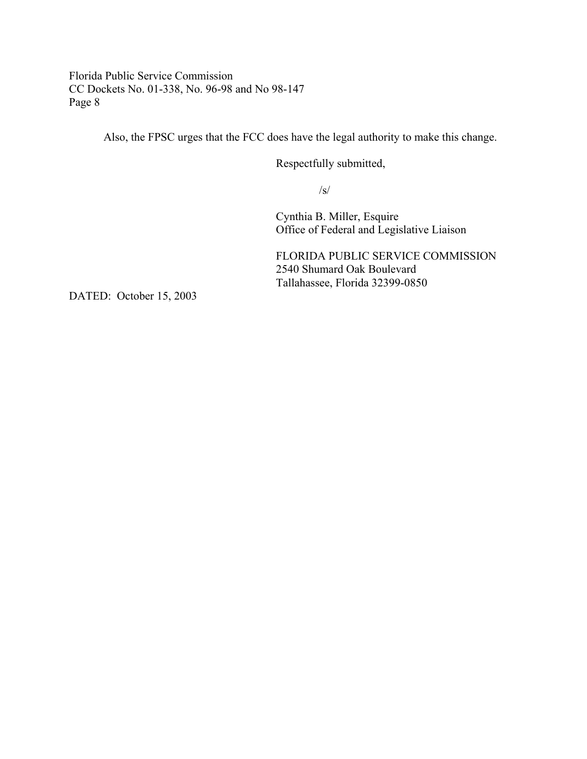Also, the FPSC urges that the FCC does have the legal authority to make this change.

Respectfully submitted,

/s/

Cynthia B. Miller, Esquire
Office of Federal and Legislative Liaison

FLORIDA PUBLIC SERVICE COMMISSION
2540 Shumard Oak Boulevard
Tallahassee, Florida 32399-0850

DATED: October 15, 2003